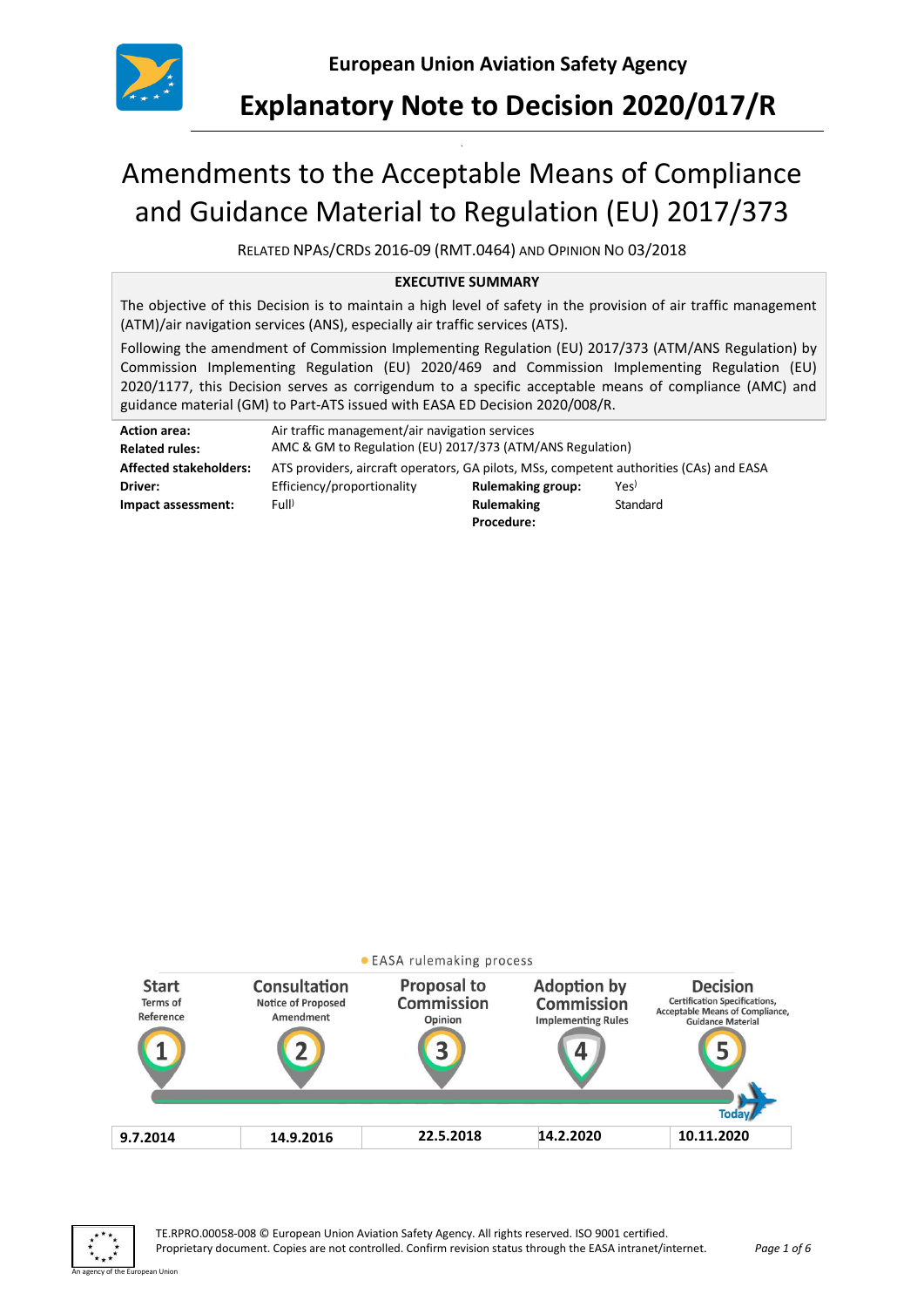European Union Aviation Safety Agency

# Explanatory Note to Decision 2020/017/R

# Amendments to the Acceptable Means of Compliance and Guidance Material to Regulation (EU) 2017/373

RELATED NPAS/CRDS 2016-09 (RMT.0464) AND OPINION NO 03/2018

**EXECUTIVE SUMMARY**

The objective of this Decision is to maintain a high level of safety in the provision of air traffic management (ATM)/air navigation services (ANS), especially air traffic services (ATS).

Following the amendment of Commission Implementing Regulation (EU) 2017/373 (ATM/ANS Regulation) by Commission Implementing Regulation (EU) 2020/469 and Commission Implementing Regulation (EU) 2020/1177, this Decision serves as corrigendum to a specific acceptable means of compliance (AMC) and guidance material (GM) to Part-ATS issued with EASA ED Decision 2020/008/R.

| | | | |
|---|---|---|---|
| **Action area:** | Air traffic management/air navigation services | | |
| **Related rules:** | AMC & GM to Regulation (EU) 2017/373 (ATM/ANS Regulation) | | |
| **Affected stakeholders:** | ATS providers, aircraft operators, GA pilots, MSs, competent authorities (CAs) and EASA | | |
| **Driver:** | Efficiency/proportionality | **Rulemaking group:** | Yes |
| **Impact assessment:** | Full | **Rulemaking Procedure:** | Standard |

EASA rulemaking process

| Start<br>Terms of Reference | Consultation<br>Notice of Proposed Amendment | Proposal to Commission<br>Opinion | Adoption by Commission<br>Implementing Rules | Decision<br>Certification Specifications, Acceptable Means of Compliance, Guidance Material |
|---|---|---|---|---|
| 1 | 2 | 3 | 4 | 5 |
| 9.7.2014 | 14.9.2016 | 22.5.2018 | 14.2.2020 | 10.11.2020 |

Today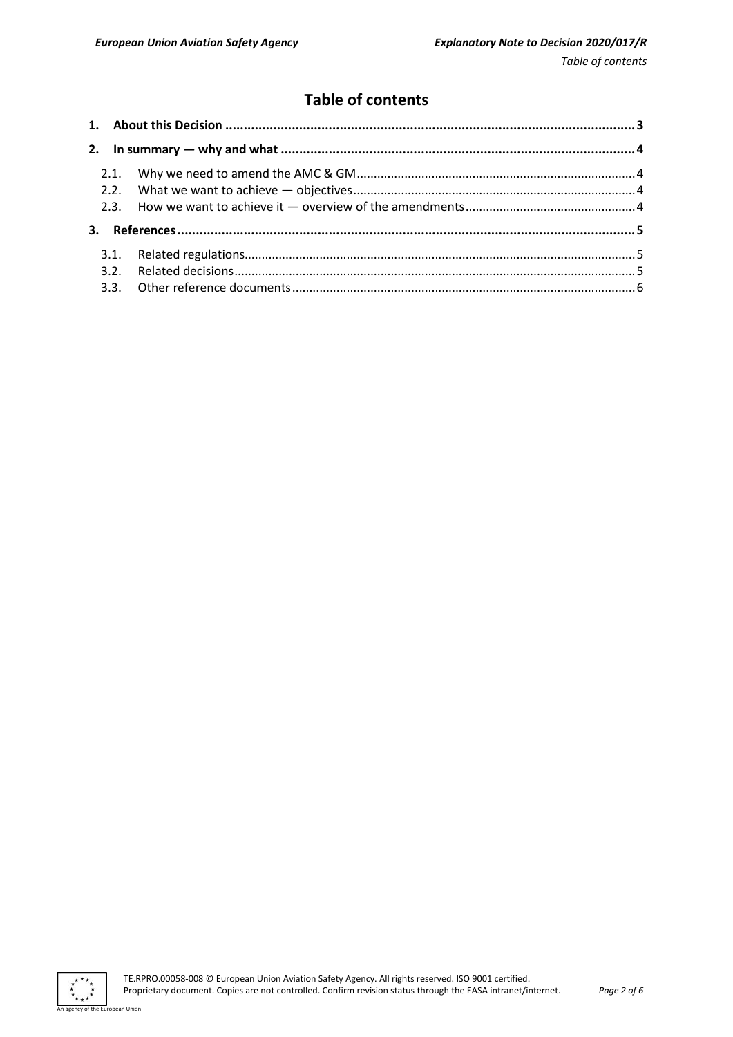# Table of contents

1. About this Decision ..... 3
2. In summary — why and what ..... 4
   - 2.1. Why we need to amend the AMC & GM ..... 4
   - 2.2. What we want to achieve — objectives ..... 4
   - 2.3. How we want to achieve it — overview of the amendments ..... 4
3. References ..... 5
   - 3.1. Related regulations ..... 5
   - 3.2. Related decisions ..... 5
   - 3.3. Other reference documents ..... 6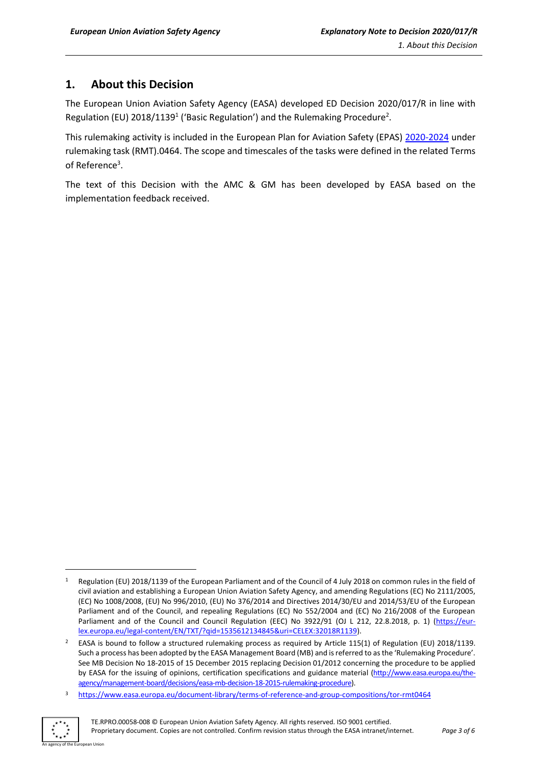## 1. About this Decision

The European Union Aviation Safety Agency (EASA) developed ED Decision 2020/017/R in line with Regulation (EU) 2018/1139[1] ('Basic Regulation') and the Rulemaking Procedure[2].

This rulemaking activity is included in the European Plan for Aviation Safety (EPAS) 2020-2024 under rulemaking task (RMT).0464. The scope and timescales of the tasks were defined in the related Terms of Reference[3].

The text of this Decision with the AMC & GM has been developed by EASA based on the implementation feedback received.

---

[1] Regulation (EU) 2018/1139 of the European Parliament and of the Council of 4 July 2018 on common rules in the field of civil aviation and establishing a European Union Aviation Safety Agency, and amending Regulations (EC) No 2111/2005, (EC) No 1008/2008, (EU) No 996/2010, (EU) No 376/2014 and Directives 2014/30/EU and 2014/53/EU of the European Parliament and of the Council, and repealing Regulations (EC) No 552/2004 and (EC) No 216/2008 of the European Parliament and of the Council and Council Regulation (EEC) No 3922/91 (OJ L 212, 22.8.2018, p. 1) (https://eur-lex.europa.eu/legal-content/EN/TXT/?qid=1535612134845&uri=CELEX:32018R1139).

[2] EASA is bound to follow a structured rulemaking process as required by Article 115(1) of Regulation (EU) 2018/1139. Such a process has been adopted by the EASA Management Board (MB) and is referred to as the 'Rulemaking Procedure'. See MB Decision No 18-2015 of 15 December 2015 replacing Decision 01/2012 concerning the procedure to be applied by EASA for the issuing of opinions, certification specifications and guidance material (http://www.easa.europa.eu/the-agency/management-board/decisions/easa-mb-decision-18-2015-rulemaking-procedure).

[3] https://www.easa.europa.eu/document-library/terms-of-reference-and-group-compositions/tor-rmt0464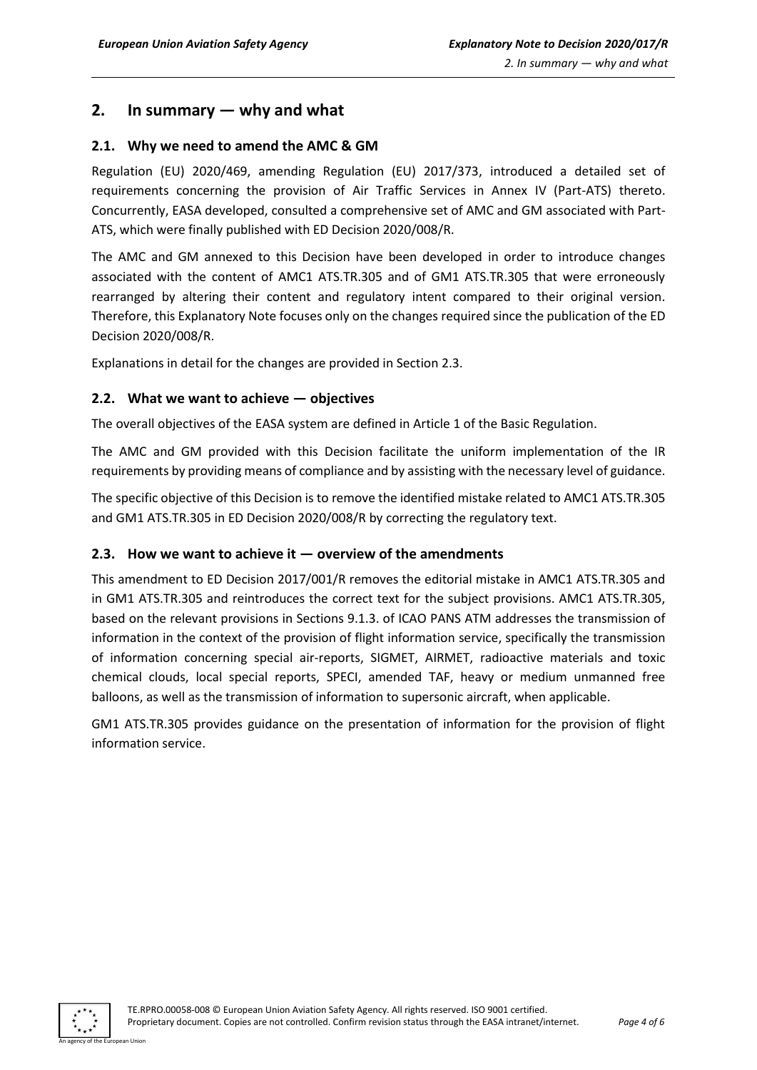## 2. In summary — why and what

### 2.1. Why we need to amend the AMC & GM

Regulation (EU) 2020/469, amending Regulation (EU) 2017/373, introduced a detailed set of requirements concerning the provision of Air Traffic Services in Annex IV (Part-ATS) thereto. Concurrently, EASA developed, consulted a comprehensive set of AMC and GM associated with Part-ATS, which were finally published with ED Decision 2020/008/R.

The AMC and GM annexed to this Decision have been developed in order to introduce changes associated with the content of AMC1 ATS.TR.305 and of GM1 ATS.TR.305 that were erroneously rearranged by altering their content and regulatory intent compared to their original version. Therefore, this Explanatory Note focuses only on the changes required since the publication of the ED Decision 2020/008/R.

Explanations in detail for the changes are provided in Section 2.3.

### 2.2. What we want to achieve — objectives

The overall objectives of the EASA system are defined in Article 1 of the Basic Regulation.

The AMC and GM provided with this Decision facilitate the uniform implementation of the IR requirements by providing means of compliance and by assisting with the necessary level of guidance.

The specific objective of this Decision is to remove the identified mistake related to AMC1 ATS.TR.305 and GM1 ATS.TR.305 in ED Decision 2020/008/R by correcting the regulatory text.

### 2.3. How we want to achieve it — overview of the amendments

This amendment to ED Decision 2017/001/R removes the editorial mistake in AMC1 ATS.TR.305 and in GM1 ATS.TR.305 and reintroduces the correct text for the subject provisions. AMC1 ATS.TR.305, based on the relevant provisions in Sections 9.1.3. of ICAO PANS ATM addresses the transmission of information in the context of the provision of flight information service, specifically the transmission of information concerning special air-reports, SIGMET, AIRMET, radioactive materials and toxic chemical clouds, local special reports, SPECI, amended TAF, heavy or medium unmanned free balloons, as well as the transmission of information to supersonic aircraft, when applicable.

GM1 ATS.TR.305 provides guidance on the presentation of information for the provision of flight information service.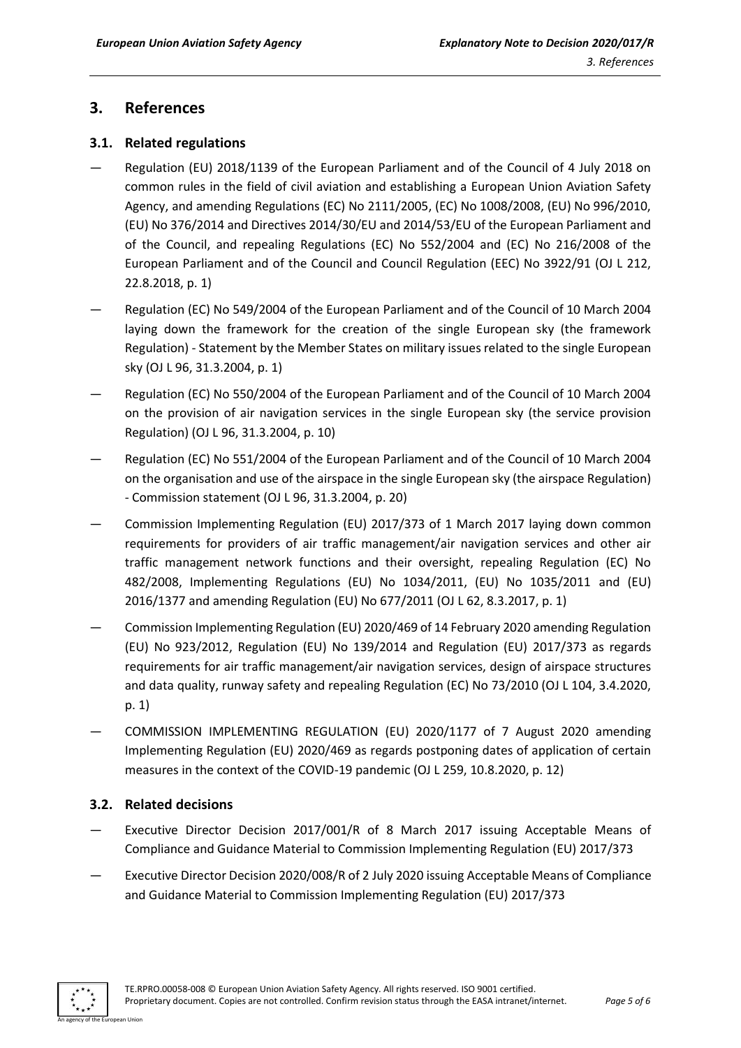## 3. References

### 3.1. Related regulations

- Regulation (EU) 2018/1139 of the European Parliament and of the Council of 4 July 2018 on common rules in the field of civil aviation and establishing a European Union Aviation Safety Agency, and amending Regulations (EC) No 2111/2005, (EC) No 1008/2008, (EU) No 996/2010, (EU) No 376/2014 and Directives 2014/30/EU and 2014/53/EU of the European Parliament and of the Council, and repealing Regulations (EC) No 552/2004 and (EC) No 216/2008 of the European Parliament and of the Council and Council Regulation (EEC) No 3922/91 (OJ L 212, 22.8.2018, p. 1)
- Regulation (EC) No 549/2004 of the European Parliament and of the Council of 10 March 2004 laying down the framework for the creation of the single European sky (the framework Regulation) - Statement by the Member States on military issues related to the single European sky (OJ L 96, 31.3.2004, p. 1)
- Regulation (EC) No 550/2004 of the European Parliament and of the Council of 10 March 2004 on the provision of air navigation services in the single European sky (the service provision Regulation) (OJ L 96, 31.3.2004, p. 10)
- Regulation (EC) No 551/2004 of the European Parliament and of the Council of 10 March 2004 on the organisation and use of the airspace in the single European sky (the airspace Regulation) - Commission statement (OJ L 96, 31.3.2004, p. 20)
- Commission Implementing Regulation (EU) 2017/373 of 1 March 2017 laying down common requirements for providers of air traffic management/air navigation services and other air traffic management network functions and their oversight, repealing Regulation (EC) No 482/2008, Implementing Regulations (EU) No 1034/2011, (EU) No 1035/2011 and (EU) 2016/1377 and amending Regulation (EU) No 677/2011 (OJ L 62, 8.3.2017, p. 1)
- Commission Implementing Regulation (EU) 2020/469 of 14 February 2020 amending Regulation (EU) No 923/2012, Regulation (EU) No 139/2014 and Regulation (EU) 2017/373 as regards requirements for air traffic management/air navigation services, design of airspace structures and data quality, runway safety and repealing Regulation (EC) No 73/2010 (OJ L 104, 3.4.2020, p. 1)
- COMMISSION IMPLEMENTING REGULATION (EU) 2020/1177 of 7 August 2020 amending Implementing Regulation (EU) 2020/469 as regards postponing dates of application of certain measures in the context of the COVID-19 pandemic (OJ L 259, 10.8.2020, p. 12)

### 3.2. Related decisions

- Executive Director Decision 2017/001/R of 8 March 2017 issuing Acceptable Means of Compliance and Guidance Material to Commission Implementing Regulation (EU) 2017/373
- Executive Director Decision 2020/008/R of 2 July 2020 issuing Acceptable Means of Compliance and Guidance Material to Commission Implementing Regulation (EU) 2017/373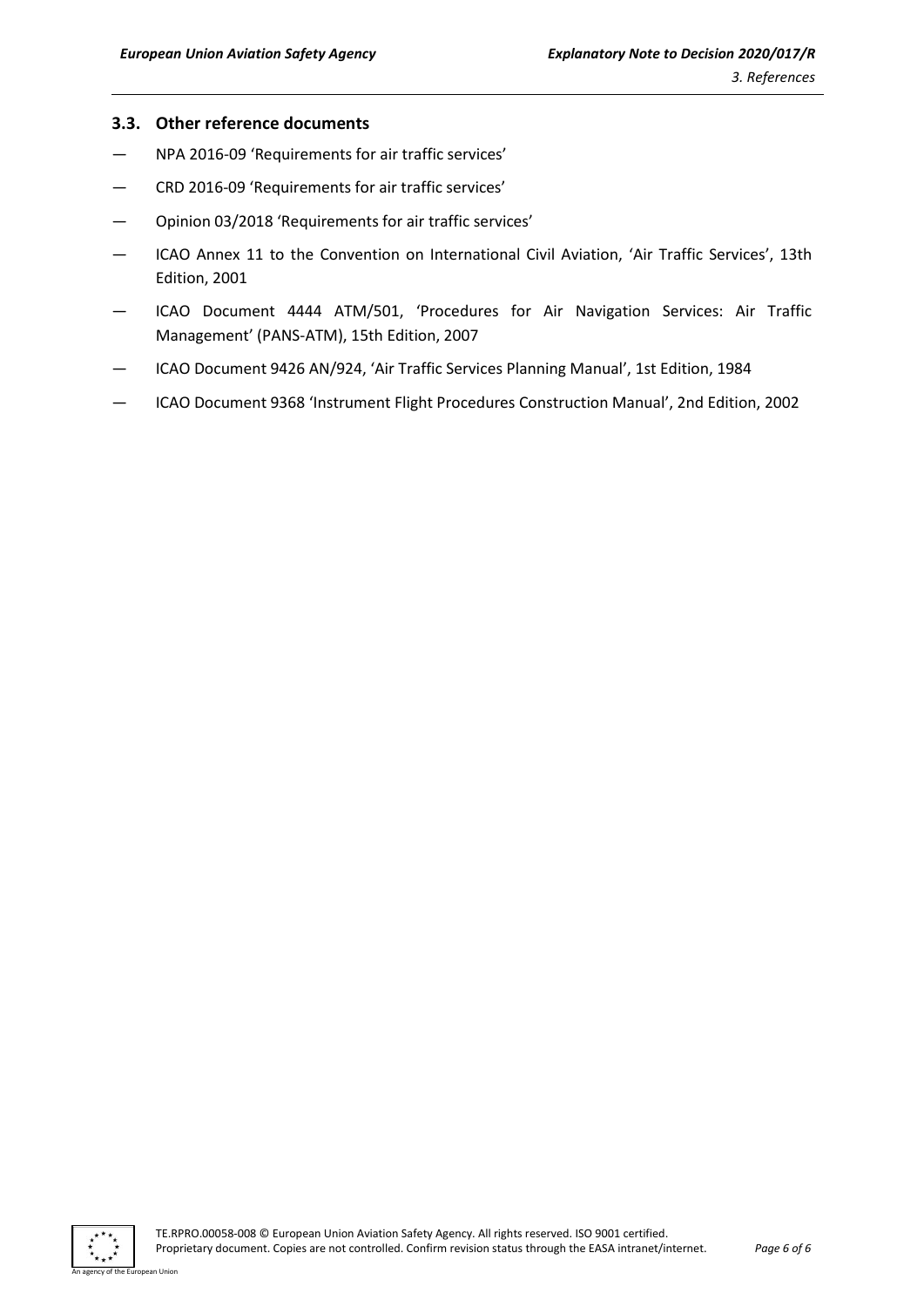### 3.3. Other reference documents

- NPA 2016-09 'Requirements for air traffic services'
- CRD 2016-09 'Requirements for air traffic services'
- Opinion 03/2018 'Requirements for air traffic services'
- ICAO Annex 11 to the Convention on International Civil Aviation, 'Air Traffic Services', 13th Edition, 2001
- ICAO Document 4444 ATM/501, 'Procedures for Air Navigation Services: Air Traffic Management' (PANS-ATM), 15th Edition, 2007
- ICAO Document 9426 AN/924, 'Air Traffic Services Planning Manual', 1st Edition, 1984
- ICAO Document 9368 'Instrument Flight Procedures Construction Manual', 2nd Edition, 2002